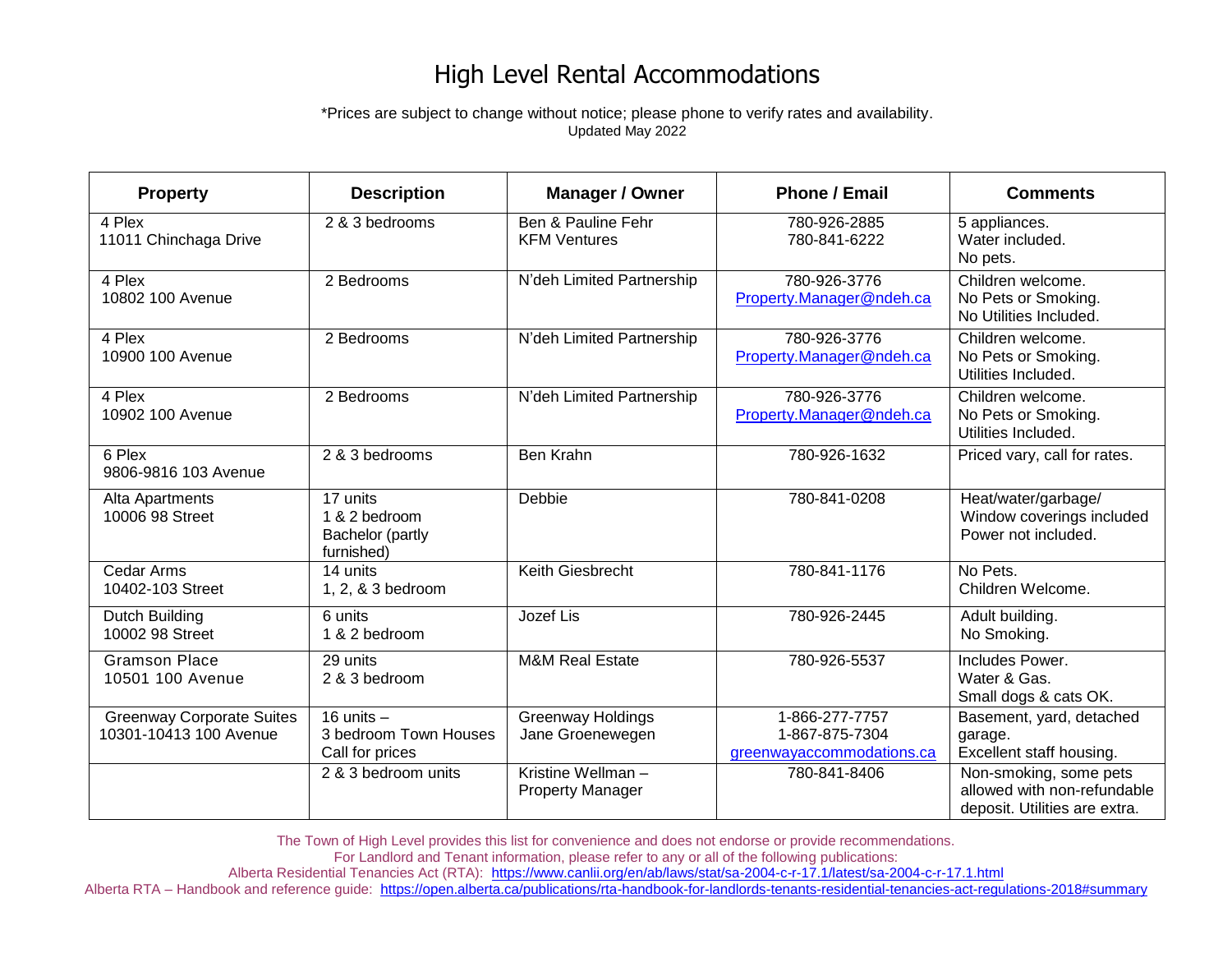# High Level Rental Accommodations

*Prices are subject to change without notice; please phone to verify rates and availability.
Updated May 2022

| Property | Description | Manager / Owner | Phone / Email | Comments |
|---|---|---|---|---|
| 4 Plex<br>11011 Chinchaga Drive | 2 & 3 bedrooms | Ben & Pauline Fehr<br>KFM Ventures | 780-926-2885<br>780-841-6222 | 5 appliances.<br>Water included.<br>No pets. |
| 4 Plex<br>10802 100 Avenue | 2 Bedrooms | N'deh Limited Partnership | 780-926-3776<br>Property.Manager@ndeh.ca | Children welcome.<br>No Pets or Smoking.<br>No Utilities Included. |
| 4 Plex<br>10900 100 Avenue | 2 Bedrooms | N'deh Limited Partnership | 780-926-3776<br>Property.Manager@ndeh.ca | Children welcome.<br>No Pets or Smoking.<br>Utilities Included. |
| 4 Plex<br>10902 100 Avenue | 2 Bedrooms | N'deh Limited Partnership | 780-926-3776<br>Property.Manager@ndeh.ca | Children welcome.<br>No Pets or Smoking.<br>Utilities Included. |
| 6 Plex<br>9806-9816 103 Avenue | 2 & 3 bedrooms | Ben Krahn | 780-926-1632 | Priced vary, call for rates. |
| Alta Apartments<br>10006 98 Street | 17 units<br>1 & 2 bedroom<br>Bachelor (partly furnished) | Debbie | 780-841-0208 | Heat/water/garbage/<br>Window coverings included<br>Power not included. |
| Cedar Arms<br>10402-103 Street | 14 units<br>1, 2, & 3 bedroom | Keith Giesbrecht | 780-841-1176 | No Pets.<br>Children Welcome. |
| Dutch Building<br>10002 98 Street | 6 units<br>1 & 2 bedroom | Jozef Lis | 780-926-2445 | Adult building.<br>No Smoking. |
| Gramson Place<br>10501 100 Avenue | 29 units<br>2 & 3 bedroom | M&M Real Estate | 780-926-5537 | Includes Power.<br>Water & Gas.<br>Small dogs & cats OK. |
| Greenway Corporate Suites<br>10301-10413 100 Avenue | 16 units –<br>3 bedroom Town Houses<br>Call for prices | Greenway Holdings<br>Jane Groenewegen | 1-866-277-7757<br>1-867-875-7304<br>greenwayaccommodations.ca | Basement, yard, detached garage.<br>Excellent staff housing. |
| | 2 & 3 bedroom units | Kristine Wellman –<br>Property Manager | 780-841-8406 | Non-smoking, some pets allowed with non-refundable deposit. Utilities are extra. |

The Town of High Level provides this list for convenience and does not endorse or provide recommendations.
For Landlord and Tenant information, please refer to any or all of the following publications:
Alberta Residential Tenancies Act (RTA): https://www.canlii.org/en/ab/laws/stat/sa-2004-c-r-17.1/latest/sa-2004-c-r-17.1.html
Alberta RTA – Handbook and reference guide: https://open.alberta.ca/publications/rta-handbook-for-landlords-tenants-residential-tenancies-act-regulations-2018#summary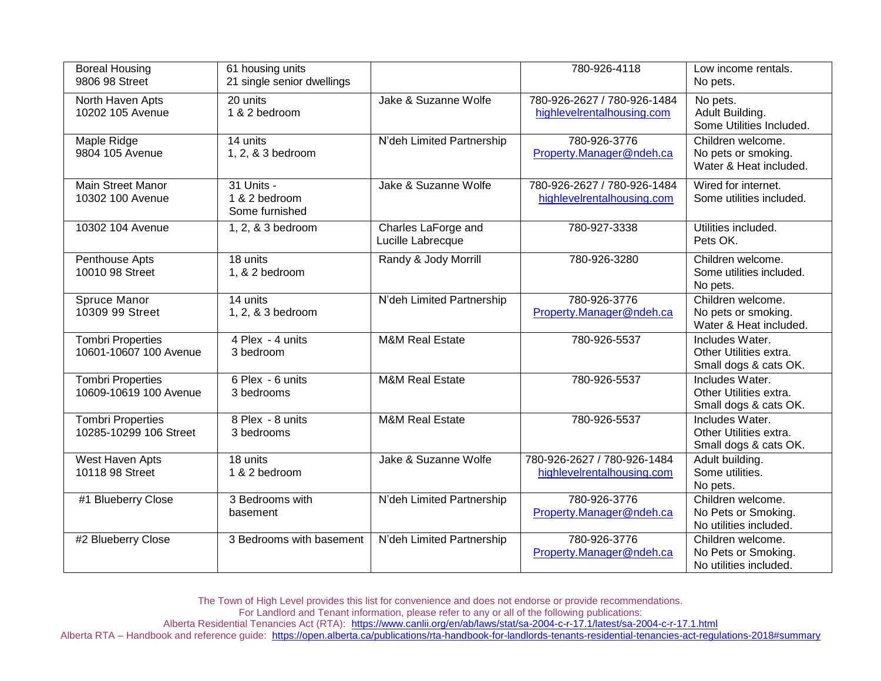| | | | | |
|---|---|---|---|---|
| Boreal Housing<br>9806 98 Street | 61 housing units<br>21 single senior dwellings | | 780-926-4118 | Low income rentals.<br>No pets. |
| North Haven Apts<br>10202 105 Avenue | 20 units<br>1 & 2 bedroom | Jake & Suzanne Wolfe | 780-926-2627 / 780-926-1484<br>highlevelrentalhousing.com | No pets.<br>Adult Building.<br>Some Utilities Included. |
| Maple Ridge<br>9804 105 Avenue | 14 units<br>1, 2, & 3 bedroom | N'deh Limited Partnership | 780-926-3776<br>Property.Manager@ndeh.ca | Children welcome.<br>No pets or smoking.<br>Water & Heat included. |
| Main Street Manor<br>10302 100 Avenue | 31 Units -<br>1 & 2 bedroom<br>Some furnished | Jake & Suzanne Wolfe | 780-926-2627 / 780-926-1484<br>highlevelrentalhousing.com | Wired for internet.<br>Some utilities included. |
| 10302 104 Avenue | 1, 2, & 3 bedroom | Charles LaForge and<br>Lucille Labrecque | 780-927-3338 | Utilities included.<br>Pets OK. |
| Penthouse Apts<br>10010 98 Street | 18 units<br>1, & 2 bedroom | Randy & Jody Morrill | 780-926-3280 | Children welcome.<br>Some utilities included.<br>No pets. |
| Spruce Manor<br>10309 99 Street | 14 units<br>1, 2, & 3 bedroom | N'deh Limited Partnership | 780-926-3776<br>Property.Manager@ndeh.ca | Children welcome.<br>No pets or smoking.<br>Water & Heat included. |
| Tombri Properties<br>10601-10607 100 Avenue | 4 Plex - 4 units<br>3 bedroom | M&M Real Estate | 780-926-5537 | Includes Water.<br>Other Utilities extra.<br>Small dogs & cats OK. |
| Tombri Properties<br>10609-10619 100 Avenue | 6 Plex - 6 units<br>3 bedrooms | M&M Real Estate | 780-926-5537 | Includes Water.<br>Other Utilities extra.<br>Small dogs & cats OK. |
| Tombri Properties<br>10285-10299 106 Street | 8 Plex - 8 units<br>3 bedrooms | M&M Real Estate | 780-926-5537 | Includes Water.<br>Other Utilities extra.<br>Small dogs & cats OK. |
| West Haven Apts<br>10118 98 Street | 18 units<br>1 & 2 bedroom | Jake & Suzanne Wolfe | 780-926-2627 / 780-926-1484<br>highlevelrentalhousing.com | Adult building.<br>Some utilities.<br>No pets. |
| #1 Blueberry Close | 3 Bedrooms with<br>basement | N'deh Limited Partnership | 780-926-3776<br>Property.Manager@ndeh.ca | Children welcome.<br>No Pets or Smoking.<br>No utilities included. |
| #2 Blueberry Close | 3 Bedrooms with basement | N'deh Limited Partnership | 780-926-3776<br>Property.Manager@ndeh.ca | Children welcome.<br>No Pets or Smoking.<br>No utilities included. |

The Town of High Level provides this list for convenience and does not endorse or provide recommendations.
For Landlord and Tenant information, please refer to any or all of the following publications:
Alberta Residential Tenancies Act (RTA): https://www.canlii.org/en/ab/laws/stat/sa-2004-c-r-17.1/latest/sa-2004-c-r-17.1.html
Alberta RTA – Handbook and reference guide: https://open.alberta.ca/publications/rta-handbook-for-landlords-tenants-residential-tenancies-act-regulations-2018#summary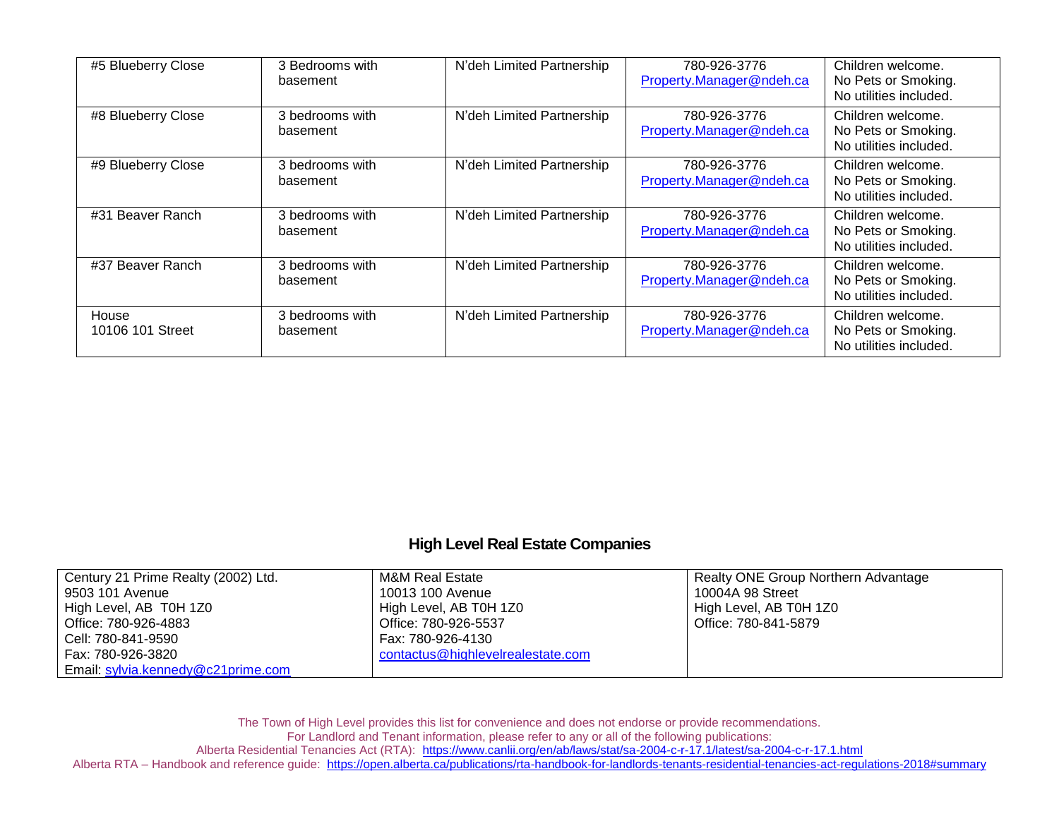| | | | | |
|---|---|---|---|---|
| #5 Blueberry Close | 3 Bedrooms with basement | N'deh Limited Partnership | 780-926-3776<br>Property.Manager@ndeh.ca | Children welcome.<br>No Pets or Smoking.<br>No utilities included. |
| #8 Blueberry Close | 3 bedrooms with basement | N'deh Limited Partnership | 780-926-3776<br>Property.Manager@ndeh.ca | Children welcome.<br>No Pets or Smoking.<br>No utilities included. |
| #9 Blueberry Close | 3 bedrooms with basement | N'deh Limited Partnership | 780-926-3776<br>Property.Manager@ndeh.ca | Children welcome.<br>No Pets or Smoking.<br>No utilities included. |
| #31 Beaver Ranch | 3 bedrooms with basement | N'deh Limited Partnership | 780-926-3776<br>Property.Manager@ndeh.ca | Children welcome.<br>No Pets or Smoking.<br>No utilities included. |
| #37 Beaver Ranch | 3 bedrooms with basement | N'deh Limited Partnership | 780-926-3776<br>Property.Manager@ndeh.ca | Children welcome.<br>No Pets or Smoking.<br>No utilities included. |
| House<br>10106 101 Street | 3 bedrooms with basement | N'deh Limited Partnership | 780-926-3776<br>Property.Manager@ndeh.ca | Children welcome.<br>No Pets or Smoking.<br>No utilities included. |

## High Level Real Estate Companies

| | | |
|---|---|---|
| Century 21 Prime Realty (2002) Ltd.<br>9503 101 Avenue<br>High Level, AB T0H 1Z0<br>Office: 780-926-4883<br>Cell: 780-841-9590<br>Fax: 780-926-3820<br>Email: sylvia.kennedy@c21prime.com | M&M Real Estate<br>10013 100 Avenue<br>High Level, AB T0H 1Z0<br>Office: 780-926-5537<br>Fax: 780-926-4130<br>contactus@highlevelrealestate.com | Realty ONE Group Northern Advantage<br>10004A 98 Street<br>High Level, AB T0H 1Z0<br>Office: 780-841-5879 |

The Town of High Level provides this list for convenience and does not endorse or provide recommendations.
For Landlord and Tenant information, please refer to any or all of the following publications:
Alberta Residential Tenancies Act (RTA): https://www.canlii.org/en/ab/laws/stat/sa-2004-c-r-17.1/latest/sa-2004-c-r-17.1.html
Alberta RTA – Handbook and reference guide: https://open.alberta.ca/publications/rta-handbook-for-landlords-tenants-residential-tenancies-act-regulations-2018#summary